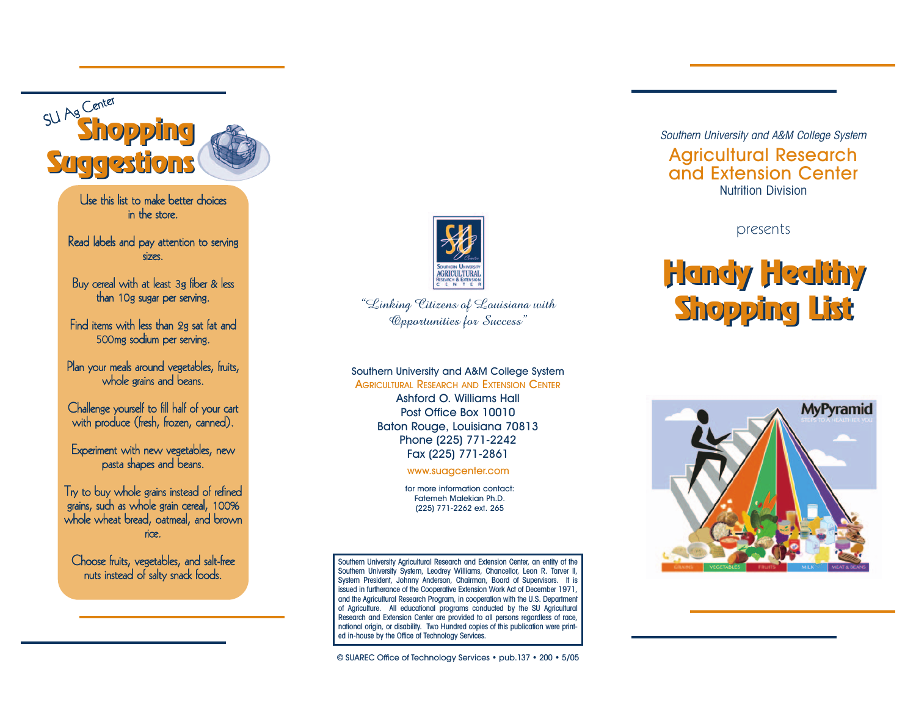SU Ag Center

# Shopping Suggestions

Use this list to make better choices in the store.

Read labels and pay attention to serving sizes.

Buy cereal with at least 3g fiber & less than 10g sugar per serving.

Find items with less than 2g sat fat and 500mg sodium per serving.

Plan your meals around vegetables, fruits, whole grains and beans.

Challenge yourself to fill half of your cart with produce (fresh, frozen, canned).

Experiment with new vegetables, new pasta shapes and beans.

Try to buy whole grains instead of refined grains, such as whole grain cereal, 100% whole wheat bread, oatmeal, and brown rice.

Choose fruits, vegetables, and salt-free nuts instead of salty snack foods.

Southern University Agricultural Research & Extension Center

*"Linking Citizens of Louisiana with Opportunities for Success"*

Southern University and A&M College System
AGRICULTURAL RESEARCH AND EXTENSION CENTER
Ashford O. Williams Hall
Post Office Box 10010
Baton Rouge, Louisiana 70813
Phone (225) 771-2242
Fax (225) 771-2861
www.suagcenter.com

for more information contact:
Fatemeh Malekian Ph.D.
(225) 771-2262 ext. 265

Southern University Agricultural Research and Extension Center, an entity of the Southern University System, Leodrey Williams, Chancellor, Leon R. Tarver II, System President, Johnny Anderson, Chairman, Board of Supervisors. It is issued in furtherance of the Cooperative Extension Work Act of December 1971, and the Agricultural Research Program, in cooperation with the U.S. Department of Agriculture. All educational programs conducted by the SU Agricultural Research and Extension Center are provided to all persons regardless of race, national origin, or disability. Two Hundred copies of this publication were printed in-house by the Office of Technology Services.

© SUAREC Office of Technology Services • pub.137 • 200 • 5/05

*Southern University and A&M College System*

## Agricultural Research and Extension Center

Nutrition Division

presents

# Handy Healthy Shopping List

MyPyramid
STEPS TO A HEALTHIER YOU

GRAINS | VEGETABLES | FRUITS | MILK | MEAT & BEANS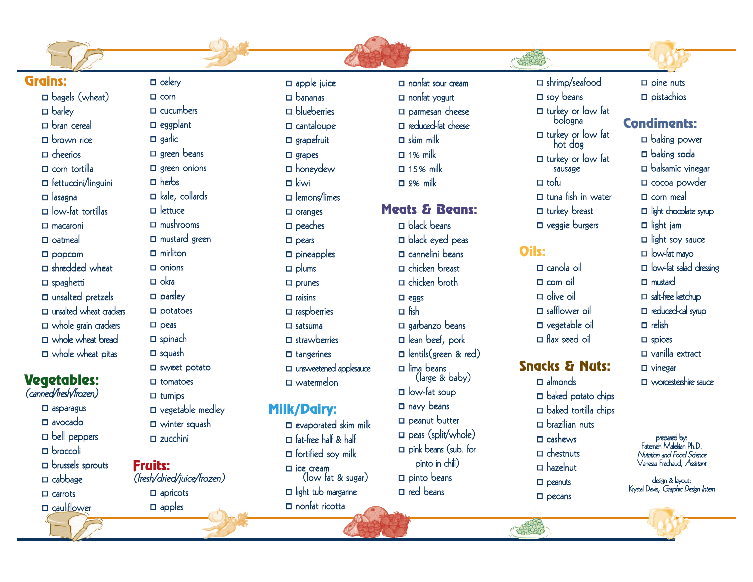## Grains:

- ☐ bagels (wheat)
- ☐ barley
- ☐ bran cereal
- ☐ brown rice
- ☐ cheerios
- ☐ corn tortilla
- ☐ fettuccini/linguini
- ☐ lasagna
- ☐ low-fat tortillas
- ☐ macaroni
- ☐ oatmeal
- ☐ popcorn
- ☐ shredded wheat
- ☐ spaghetti
- ☐ unsalted pretzels
- ☐ unsalted wheat crackers
- ☐ whole grain crackers
- ☐ whole wheat bread
- ☐ whole wheat pitas

## Vegetables:

*(canned/fresh/frozen)*

- ☐ asparagus
- ☐ avocado
- ☐ bell peppers
- ☐ broccoli
- ☐ brussels sprouts
- ☐ cabbage
- ☐ carrots
- ☐ cauliflower
- ☐ celery
- ☐ corn
- ☐ cucumbers
- ☐ eggplant
- ☐ garlic
- ☐ green beans
- ☐ green onions
- ☐ herbs
- ☐ kale, collards
- ☐ lettuce
- ☐ mushrooms
- ☐ mustard green
- ☐ mirliton
- ☐ onions
- ☐ okra
- ☐ parsley
- ☐ potatoes
- ☐ peas
- ☐ spinach
- ☐ squash
- ☐ sweet potato
- ☐ tomatoes
- ☐ turnips
- ☐ vegetable medley
- ☐ winter squash
- ☐ zucchini

## Fruits:

*(fresh/dried/juice/frozen)*

- ☐ apricots
- ☐ apples
- ☐ apple juice
- ☐ bananas
- ☐ blueberries
- ☐ cantaloupe
- ☐ grapefruit
- ☐ grapes
- ☐ honeydew
- ☐ kiwi
- ☐ lemons/limes
- ☐ oranges
- ☐ peaches
- ☐ pears
- ☐ pineapples
- ☐ plums
- ☐ prunes
- ☐ raisins
- ☐ raspberries
- ☐ satsuma
- ☐ strawberries
- ☐ tangerines
- ☐ unsweetened applesauce
- ☐ watermelon

## Milk/Dairy:

- ☐ evaporated skim milk
- ☐ fat-free half & half
- ☐ fortified soy milk
- ☐ ice cream (low fat & sugar)
- ☐ light tub margarine
- ☐ nonfat ricotta
- ☐ nonfat sour cream
- ☐ nonfat yogurt
- ☐ parmesan cheese
- ☐ reduced-fat cheese
- ☐ skim milk
- ☐ 1% milk
- ☐ 1.5% milk
- ☐ 2% milk

## Meats & Beans:

- ☐ black beans
- ☐ black eyed peas
- ☐ cannelini beans
- ☐ chicken breast
- ☐ chicken broth
- ☐ eggs
- ☐ fish
- ☐ garbanzo beans
- ☐ lean beef, pork
- ☐ lentils(green & red)
- ☐ lima beans (large & baby)
- ☐ low-fat soup
- ☐ navy beans
- ☐ peanut butter
- ☐ peas (split/whole)
- ☐ pink beans (sub. for pinto in chili)
- ☐ pinto beans
- ☐ red beans
- ☐ shrimp/seafood
- ☐ soy beans
- ☐ turkey or low fat bologna
- ☐ turkey or low fat hot dog
- ☐ turkey or low fat sausage
- ☐ tofu
- ☐ tuna fish in water
- ☐ turkey breast
- ☐ veggie burgers

## Oils:

- ☐ canola oil
- ☐ corn oil
- ☐ olive oil
- ☐ safflower oil
- ☐ vegetable oil
- ☐ flax seed oil

## Snacks & Nuts:

- ☐ almonds
- ☐ baked potato chips
- ☐ baked tortilla chips
- ☐ brazilian nuts
- ☐ cashews
- ☐ chestnuts
- ☐ hazelnut
- ☐ peanuts
- ☐ pecans
- ☐ pine nuts
- ☐ pistachios

## Condiments:

- ☐ baking power
- ☐ baking soda
- ☐ balsamic vinegar
- ☐ cocoa powder
- ☐ corn meal
- ☐ light chocolate syrup
- ☐ light jam
- ☐ light soy sauce
- ☐ low-fat mayo
- ☐ low-fat salad dressing
- ☐ mustard
- ☐ salt-free ketchup
- ☐ reduced-cal syrup
- ☐ relish
- ☐ spices
- ☐ vanilla extract
- ☐ vinegar
- ☐ worcestershire sauce

prepared by:
Fatemeh Malekian Ph.D.
*Nutrition and Food Science*
Vanessa Frechaud, *Assistant*

design & layout:
Krystal Davis, *Graphic Design Intern*